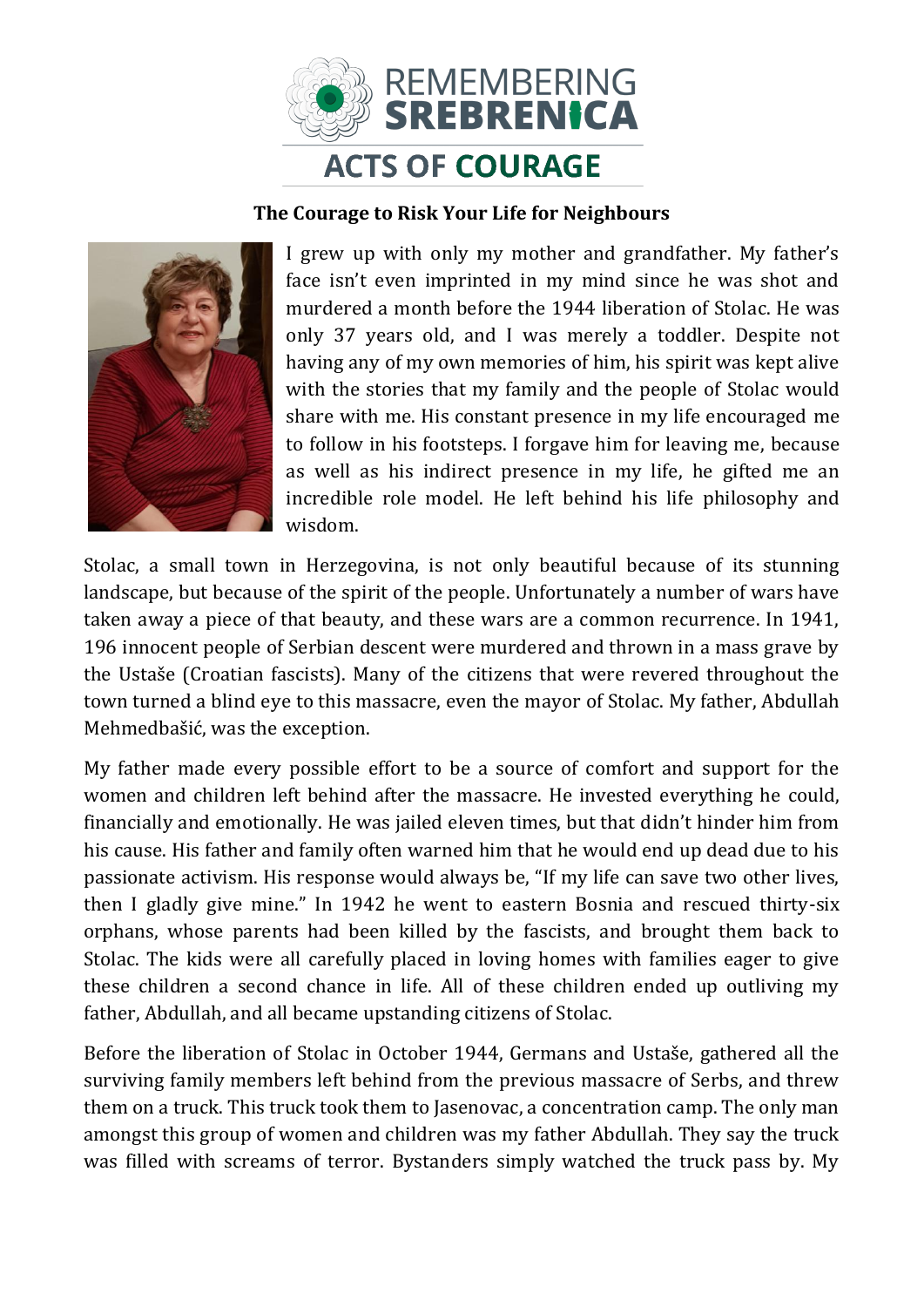# REMEMBERING SREBRENICA

## ACTS OF COURAGE

### The Courage to Risk Your Life for Neighbours

I grew up with only my mother and grandfather. My father's face isn't even imprinted in my mind since he was shot and murdered a month before the 1944 liberation of Stolac. He was only 37 years old, and I was merely a toddler. Despite not having any of my own memories of him, his spirit was kept alive with the stories that my family and the people of Stolac would share with me. His constant presence in my life encouraged me to follow in his footsteps. I forgave him for leaving me, because as well as his indirect presence in my life, he gifted me an incredible role model. He left behind his life philosophy and wisdom.

Stolac, a small town in Herzegovina, is not only beautiful because of its stunning landscape, but because of the spirit of the people. Unfortunately a number of wars have taken away a piece of that beauty, and these wars are a common recurrence. In 1941, 196 innocent people of Serbian descent were murdered and thrown in a mass grave by the Ustaše (Croatian fascists). Many of the citizens that were revered throughout the town turned a blind eye to this massacre, even the mayor of Stolac. My father, Abdullah Mehmedbašić, was the exception.

My father made every possible effort to be a source of comfort and support for the women and children left behind after the massacre. He invested everything he could, financially and emotionally. He was jailed eleven times, but that didn't hinder him from his cause. His father and family often warned him that he would end up dead due to his passionate activism. His response would always be, "If my life can save two other lives, then I gladly give mine." In 1942 he went to eastern Bosnia and rescued thirty-six orphans, whose parents had been killed by the fascists, and brought them back to Stolac. The kids were all carefully placed in loving homes with families eager to give these children a second chance in life. All of these children ended up outliving my father, Abdullah, and all became upstanding citizens of Stolac.

Before the liberation of Stolac in October 1944, Germans and Ustaše, gathered all the surviving family members left behind from the previous massacre of Serbs, and threw them on a truck. This truck took them to Jasenovac, a concentration camp. The only man amongst this group of women and children was my father Abdullah. They say the truck was filled with screams of terror. Bystanders simply watched the truck pass by. My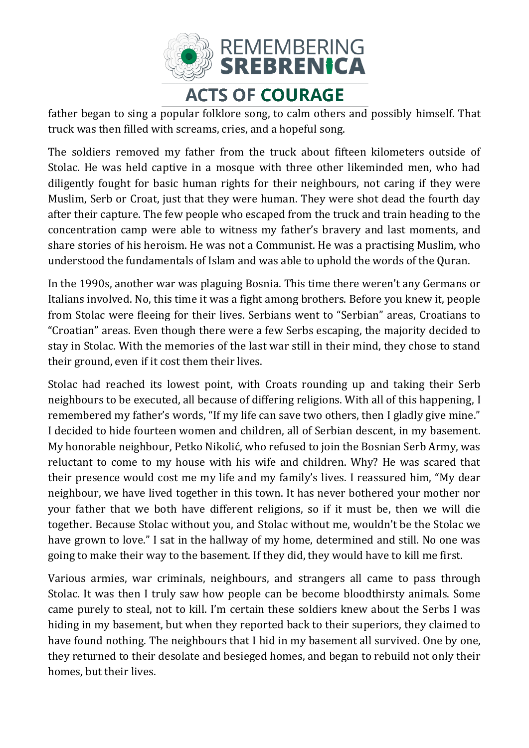father began to sing a popular folklore song, to calm others and possibly himself. That truck was then filled with screams, cries, and a hopeful song.

The soldiers removed my father from the truck about fifteen kilometers outside of Stolac. He was held captive in a mosque with three other likeminded men, who had diligently fought for basic human rights for their neighbours, not caring if they were Muslim, Serb or Croat, just that they were human. They were shot dead the fourth day after their capture. The few people who escaped from the truck and train heading to the concentration camp were able to witness my father's bravery and last moments, and share stories of his heroism. He was not a Communist. He was a practising Muslim, who understood the fundamentals of Islam and was able to uphold the words of the Quran.

In the 1990s, another war was plaguing Bosnia. This time there weren't any Germans or Italians involved. No, this time it was a fight among brothers. Before you knew it, people from Stolac were fleeing for their lives. Serbians went to "Serbian" areas, Croatians to "Croatian" areas. Even though there were a few Serbs escaping, the majority decided to stay in Stolac. With the memories of the last war still in their mind, they chose to stand their ground, even if it cost them their lives.

Stolac had reached its lowest point, with Croats rounding up and taking their Serb neighbours to be executed, all because of differing religions. With all of this happening, I remembered my father's words, "If my life can save two others, then I gladly give mine." I decided to hide fourteen women and children, all of Serbian descent, in my basement. My honorable neighbour, Petko Nikolić, who refused to join the Bosnian Serb Army, was reluctant to come to my house with his wife and children. Why? He was scared that their presence would cost me my life and my family's lives. I reassured him, "My dear neighbour, we have lived together in this town. It has never bothered your mother nor your father that we both have different religions, so if it must be, then we will die together. Because Stolac without you, and Stolac without me, wouldn't be the Stolac we have grown to love." I sat in the hallway of my home, determined and still. No one was going to make their way to the basement. If they did, they would have to kill me first.

Various armies, war criminals, neighbours, and strangers all came to pass through Stolac. It was then I truly saw how people can be become bloodthirsty animals. Some came purely to steal, not to kill. I'm certain these soldiers knew about the Serbs I was hiding in my basement, but when they reported back to their superiors, they claimed to have found nothing. The neighbours that I hid in my basement all survived. One by one, they returned to their desolate and besieged homes, and began to rebuild not only their homes, but their lives.